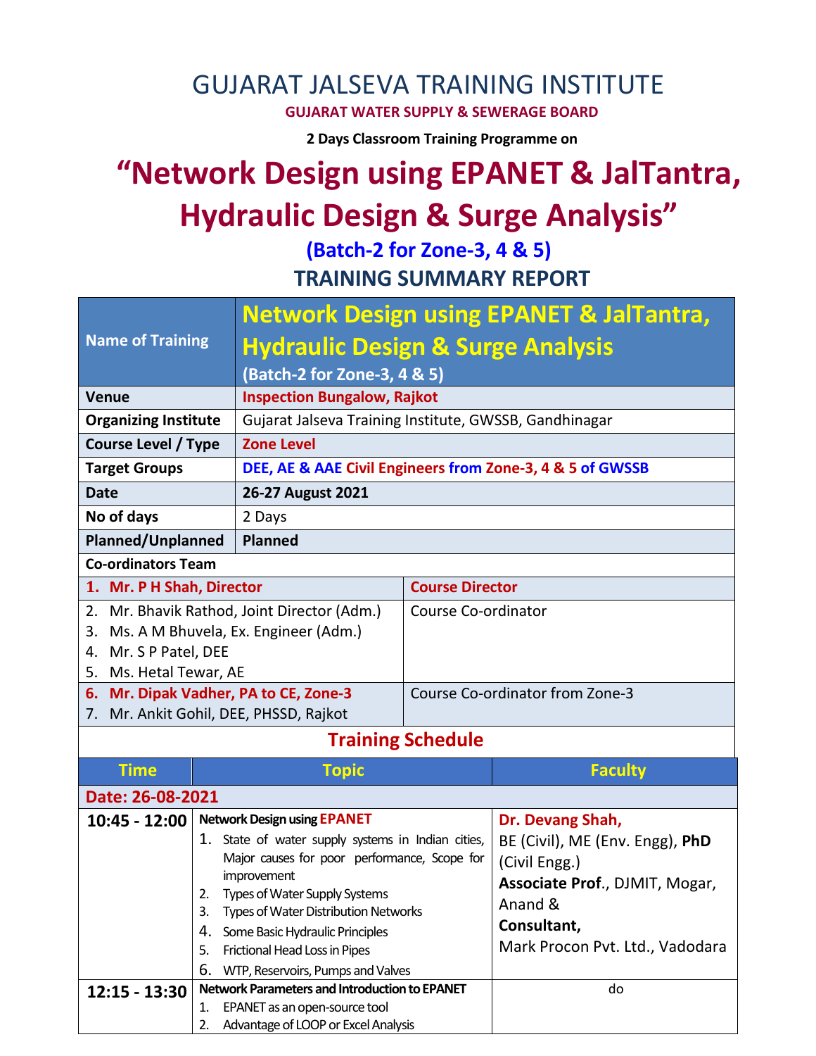# GUJARAT JALSEVA TRAINING INSTITUTE

**GUJARAT WATER SUPPLY & SEWERAGE BOARD**

**2 Days Classroom Training Programme on**

# "Network Design using EPANET & JalTantra, Hydraulic Design & Surge Analysis"

**(Batch-2 for Zone-3, 4 & 5)**

## TRAINING SUMMARY REPORT

| Name of Training | **Network Design using EPANET & JalTantra, Hydraulic Design & Surge Analysis** (Batch-2 for Zone-3, 4 & 5) |
|---|---|
| Venue | **Inspection Bungalow, Rajkot** |
| Organizing Institute | Gujarat Jalseva Training Institute, GWSSB, Gandhinagar |
| Course Level / Type | **Zone Level** |
| Target Groups | **DEE, AE & AAE Civil Engineers from Zone-3, 4 & 5 of GWSSB** |
| Date | **26-27 August 2021** |
| No of days | 2 Days |
| Planned/Unplanned | **Planned** |

**Co-ordinators Team**

| Name | Role |
|---|---|
| 1. Mr. P H Shah, Director | **Course Director** |
| 2. Mr. Bhavik Rathod, Joint Director (Adm.)<br>3. Ms. A M Bhuvela, Ex. Engineer (Adm.)<br>4. Mr. S P Patel, DEE<br>5. Ms. Hetal Tewar, AE | Course Co-ordinator |
| 6. Mr. Dipak Vadher, PA to CE, Zone-3<br>7. Mr. Ankit Gohil, DEE, PHSSD, Rajkot | Course Co-ordinator from Zone-3 |

## Training Schedule

| Time | Topic | Faculty |
|---|---|---|
| **Date: 26-08-2021** | | |
| **10:45 - 12:00** | **Network Design using EPANET**<br>1. State of water supply systems in Indian cities, Major causes for poor performance, Scope for improvement<br>2. Types of Water Supply Systems<br>3. Types of Water Distribution Networks<br>4. Some Basic Hydraulic Principles<br>5. Frictional Head Loss in Pipes<br>6. WTP, Reservoirs, Pumps and Valves | **Dr. Devang Shah,**<br>BE (Civil), ME (Env. Engg), **PhD** (Civil Engg.)<br>**Associate Prof.**, DJMIT, Mogar, Anand &<br>**Consultant,**<br>Mark Procon Pvt. Ltd., Vadodara |
| **12:15 - 13:30** | **Network Parameters and Introduction to EPANET**<br>1. EPANET as an open-source tool<br>2. Advantage of LOOP or Excel Analysis | do |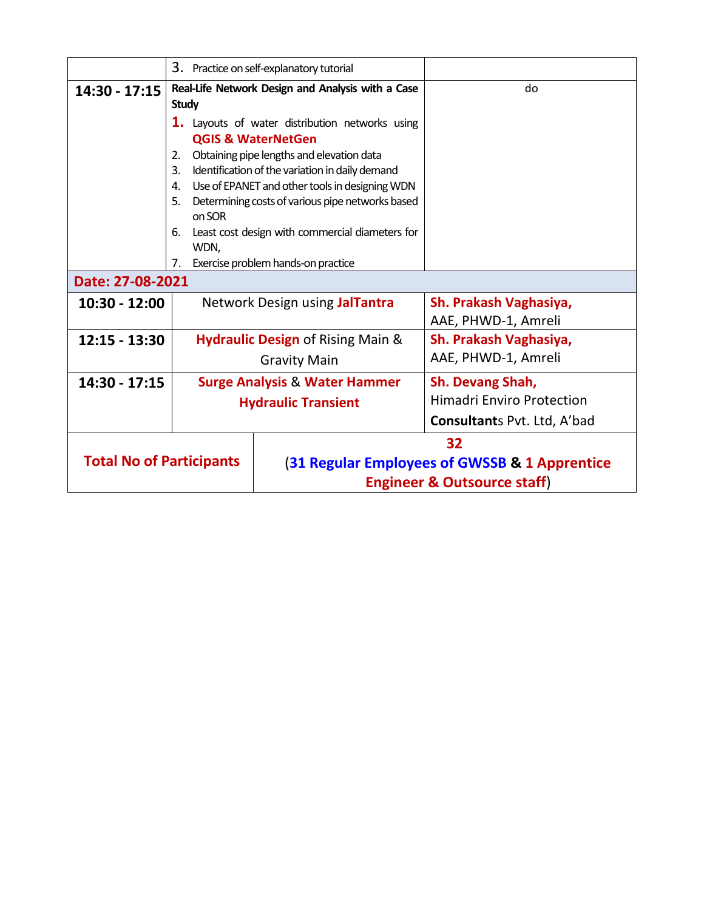| | | |
|---|---|---|
| | 3. Practice on self-explanatory tutorial | |
| **14:30 - 17:15** | **Real-Life Network Design and Analysis with a Case Study**<br>1. Layouts of water distribution networks using **QGIS & WaterNetGen**<br>2. Obtaining pipe lengths and elevation data<br>3. Identification of the variation in daily demand<br>4. Use of EPANET and other tools in designing WDN<br>5. Determining costs of various pipe networks based on SOR<br>6. Least cost design with commercial diameters for WDN,<br>7. Exercise problem hands-on practice | do |
| **Date: 27-08-2021** | | |
| **10:30 - 12:00** | Network Design using **JalTantra** | **Sh. Prakash Vaghasiya,**<br>AAE, PHWD-1, Amreli |
| **12:15 - 13:30** | **Hydraulic Design** of Rising Main & Gravity Main | **Sh. Prakash Vaghasiya,**<br>AAE, PHWD-1, Amreli |
| **14:30 - 17:15** | **Surge Analysis** & **Water Hammer Hydraulic Transient** | **Sh. Devang Shah,**<br>Himadri Enviro Protection **Consultant**s Pvt. Ltd, A'bad |
| **Total No of Participants** | **32**<br>(**31 Regular Employees of GWSSB** & **1 Apprentice Engineer & Outsource staff**) | |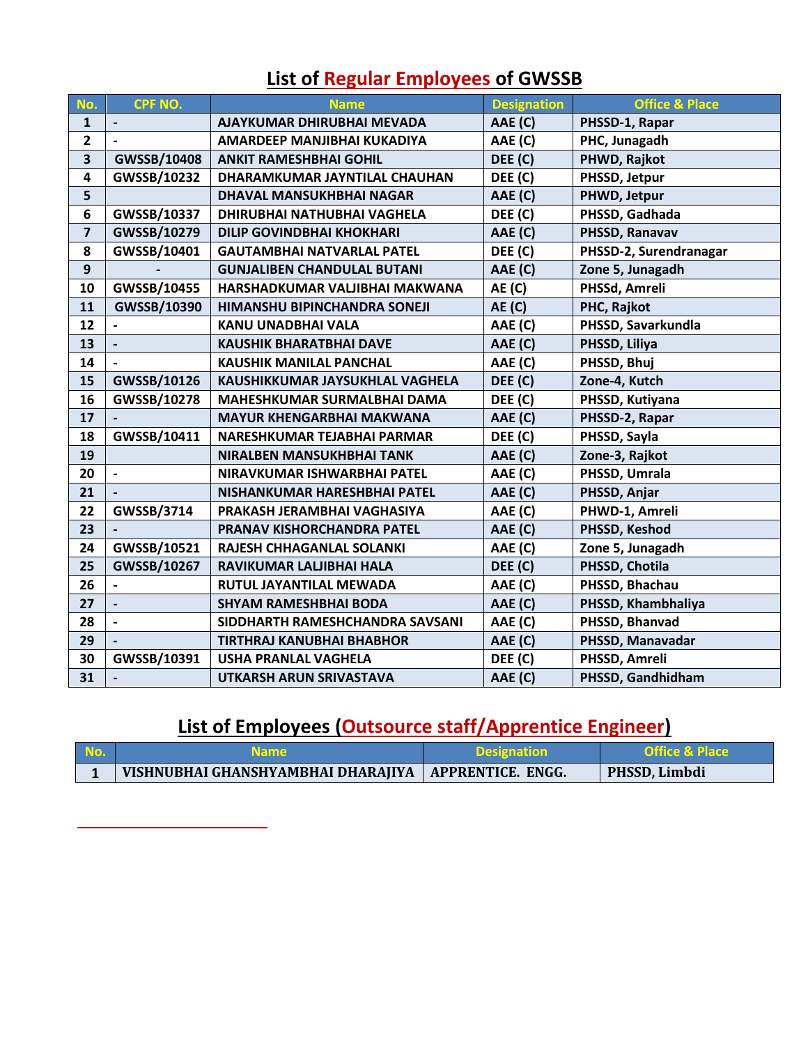## List of Regular Employees of GWSSB

| No. | CPF NO. | Name | Designation | Office & Place |
|---|---|---|---|---|
| 1 | - | AJAYKUMAR DHIRUBHAI MEVADA | AAE (C) | PHSSD-1, Rapar |
| 2 | - | AMARDEEP MANJIBHAI KUKADIYA | AAE (C) | PHC, Junagadh |
| 3 | GWSSB/10408 | ANKIT RAMESHBHAI GOHIL | DEE (C) | PHWD, Rajkot |
| 4 | GWSSB/10232 | DHARAMKUMAR JAYNTILAL CHAUHAN | DEE (C) | PHSSD, Jetpur |
| 5 | | DHAVAL MANSUKHBHAI NAGAR | AAE (C) | PHWD, Jetpur |
| 6 | GWSSB/10337 | DHIRUBHAI NATHUBHAI VAGHELA | DEE (C) | PHSSD, Gadhada |
| 7 | GWSSB/10279 | DILIP GOVINDBHAI KHOKHARI | AAE (C) | PHSSD, Ranavav |
| 8 | GWSSB/10401 | GAUTAMBHAI NATVARLAL PATEL | DEE (C) | PHSSD-2, Surendranagar |
| 9 | - | GUNJALIBEN CHANDULAL BUTANI | AAE (C) | Zone 5, Junagadh |
| 10 | GWSSB/10455 | HARSHADKUMAR VALJIBHAI MAKWANA | AE (C) | PHSSd, Amreli |
| 11 | GWSSB/10390 | HIMANSHU BIPINCHANDRA SONEJI | AE (C) | PHC, Rajkot |
| 12 | - | KANU UNADBHAI VALA | AAE (C) | PHSSD, Savarkundla |
| 13 | - | KAUSHIK BHARATBHAI DAVE | AAE (C) | PHSSD, Liliya |
| 14 | - | KAUSHIK MANILAL PANCHAL | AAE (C) | PHSSD, Bhuj |
| 15 | GWSSB/10126 | KAUSHIKKUMAR JAYSUKHLAL VAGHELA | DEE (C) | Zone-4, Kutch |
| 16 | GWSSB/10278 | MAHESHKUMAR SURMALBHAI DAMA | DEE (C) | PHSSD, Kutiyana |
| 17 | - | MAYUR KHENGARBHAI MAKWANA | AAE (C) | PHSSD-2, Rapar |
| 18 | GWSSB/10411 | NARESHKUMAR TEJABHAI PARMAR | DEE (C) | PHSSD, Sayla |
| 19 | | NIRALBEN MANSUKHBHAI TANK | AAE (C) | Zone-3, Rajkot |
| 20 | - | NIRAVKUMAR ISHWARBHAI PATEL | AAE (C) | PHSSD, Umrala |
| 21 | - | NISHANKUMAR HARESHBHAI PATEL | AAE (C) | PHSSD, Anjar |
| 22 | GWSSB/3714 | PRAKASH JERAMBHAI VAGHASIYA | AAE (C) | PHWD-1, Amreli |
| 23 | - | PRANAV KISHORCHANDRA PATEL | AAE (C) | PHSSD, Keshod |
| 24 | GWSSB/10521 | RAJESH CHHAGANLAL SOLANKI | AAE (C) | Zone 5, Junagadh |
| 25 | GWSSB/10267 | RAVIKUMAR LALJIBHAI HALA | DEE (C) | PHSSD, Chotila |
| 26 | - | RUTUL JAYANTILAL MEWADA | AAE (C) | PHSSD, Bhachau |
| 27 | - | SHYAM RAMESHBHAI BODA | AAE (C) | PHSSD, Khambhaliya |
| 28 | - | SIDDHARTH RAMESHCHANDRA SAVSANI | AAE (C) | PHSSD, Bhanvad |
| 29 | - | TIRTHRAJ KANUBHAI BHABHOR | AAE (C) | PHSSD, Manavadar |
| 30 | GWSSB/10391 | USHA PRANLAL VAGHELA | DEE (C) | PHSSD, Amreli |
| 31 | - | UTKARSH ARUN SRIVASTAVA | AAE (C) | PHSSD, Gandhidham |

## List of Employees (Outsource staff/Apprentice Engineer)

| No. | Name | Designation | Office & Place |
|---|---|---|---|
| 1 | VISHNUBHAI GHANSHYAMBHAI DHARAJIYA | APPRENTICE. ENGG. | PHSSD, Limbdi |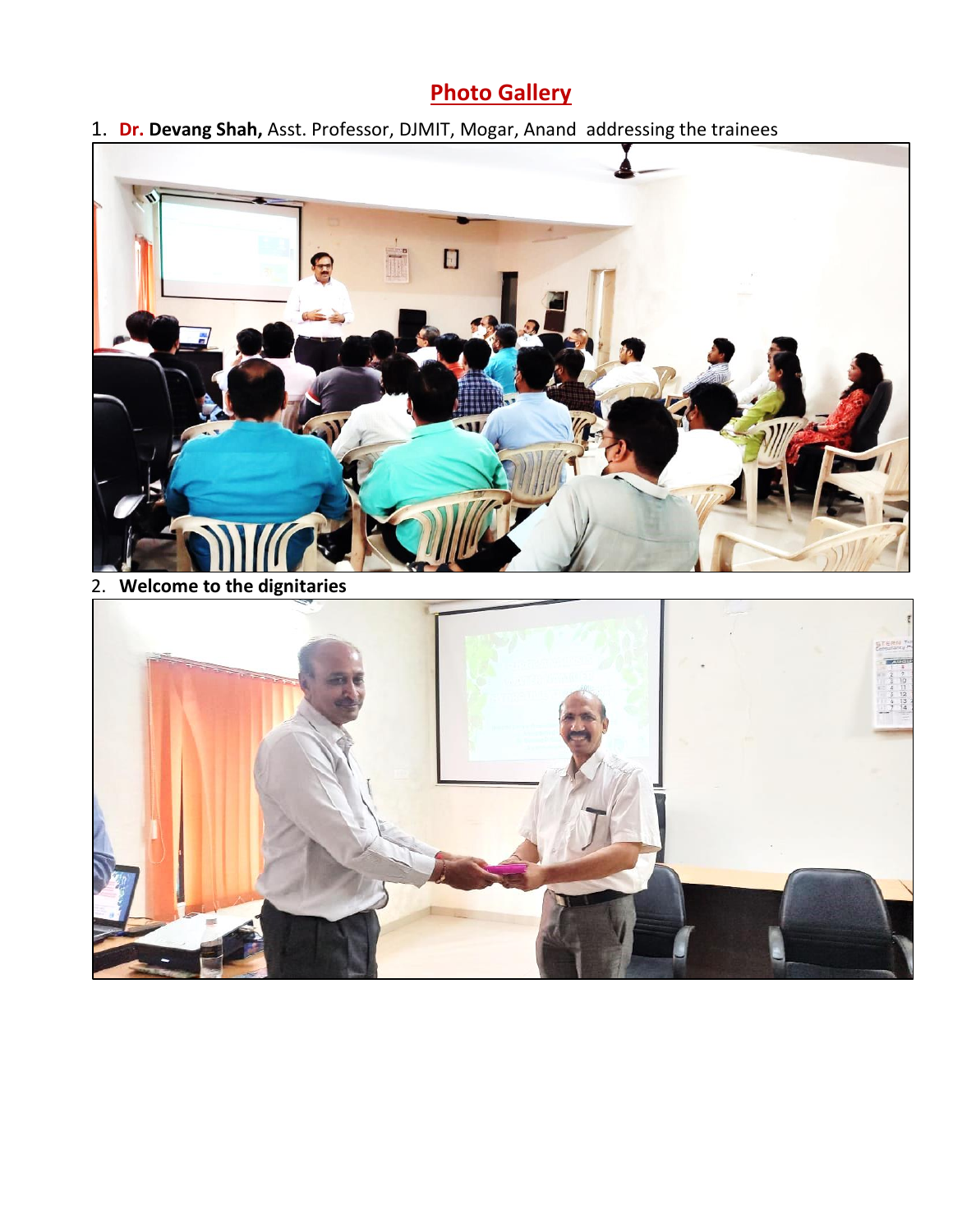# Photo Gallery

1. **Dr. Devang Shah,** Asst. Professor, DJMIT, Mogar, Anand addressing the trainees

2. **Welcome to the dignitaries**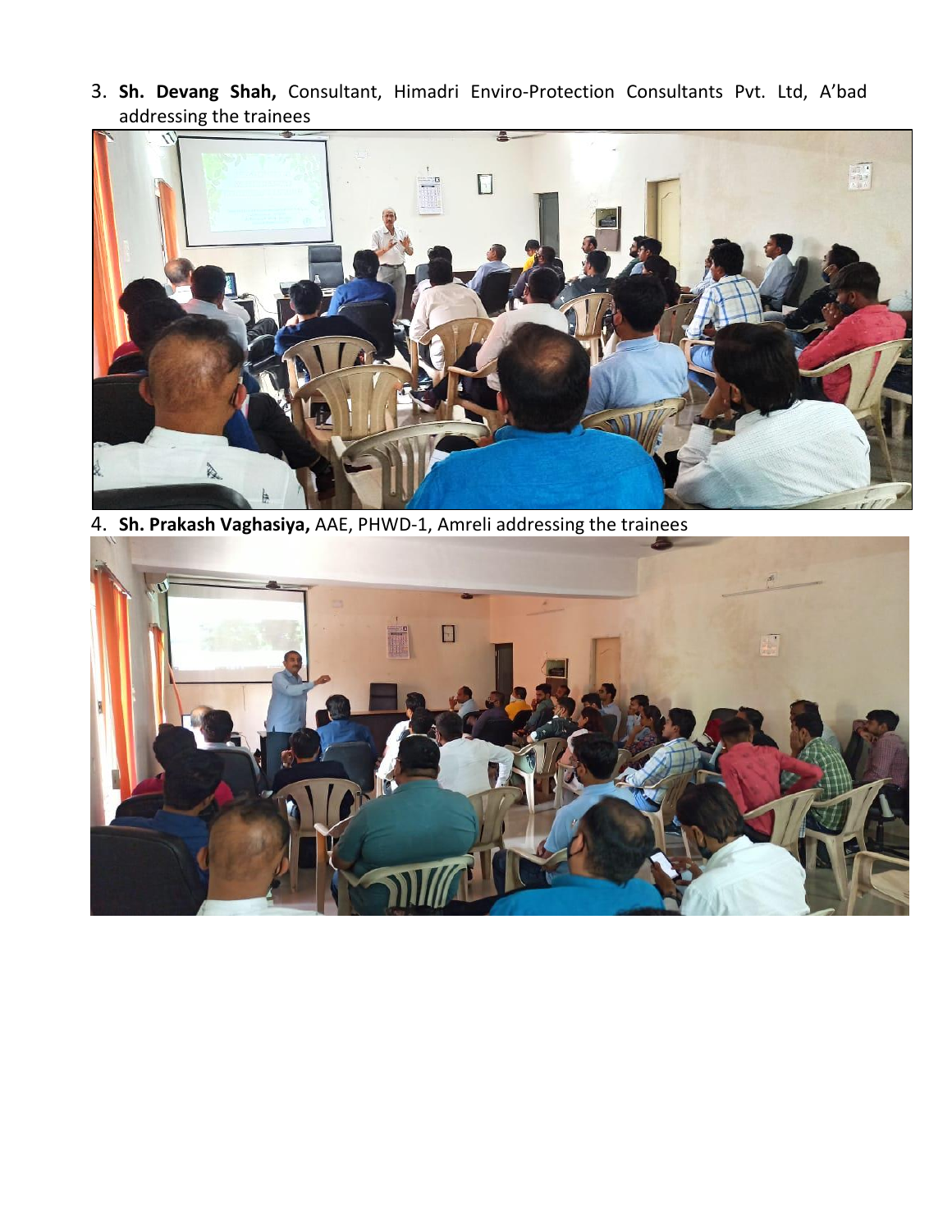3. **Sh. Devang Shah,** Consultant, Himadri Enviro-Protection Consultants Pvt. Ltd, A'bad addressing the trainees

4. **Sh. Prakash Vaghasiya,** AAE, PHWD-1, Amreli addressing the trainees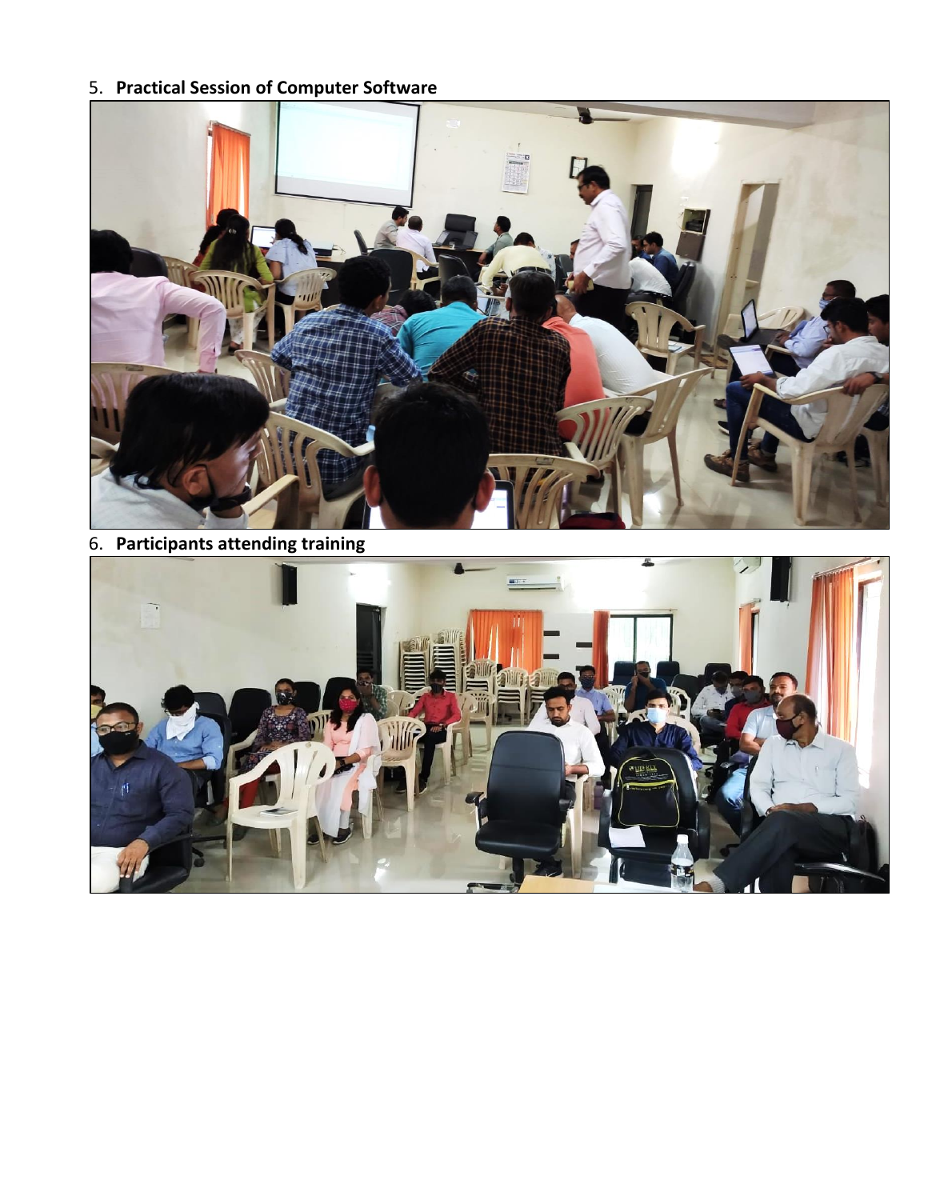5. **Practical Session of Computer Software**

6. **Participants attending training**